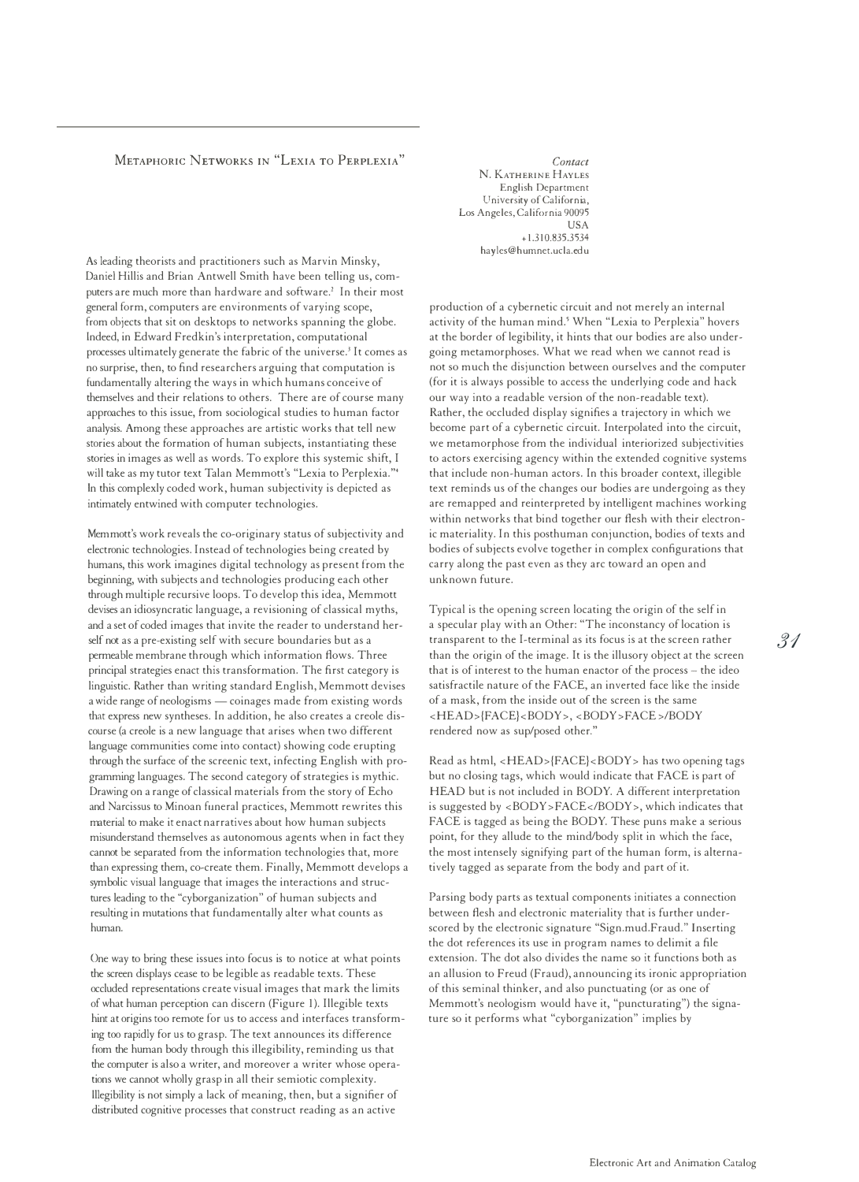## Metaphoric Networks in "Lexia to Perplexia"

*Contact*
N. Katherine Hayles
English Department
University of California,
Los Angeles, California 90095
USA
+1.310.835.3534
hayles@humnet.ucla.edu

As leading theorists and practitioners such as Marvin Minsky, Daniel Hillis and Brian Antwell Smith have been telling us, computers are much more than hardware and software.[2] In their most general form, computers are environments of varying scope, from objects that sit on desktops to networks spanning the globe. Indeed, in Edward Fredkin's interpretation, computational processes ultimately generate the fabric of the universe.[3] It comes as no surprise, then, to find researchers arguing that computation is fundamentally altering the ways in which humans conceive of themselves and their relations to others. There are of course many approaches to this issue, from sociological studies to human factor analysis. Among these approaches are artistic works that tell new stories about the formation of human subjects, instantiating these stories in images as well as words. To explore this systemic shift, I will take as my tutor text Talan Memmott's "Lexia to Perplexia."[4] In this complexly coded work, human subjectivity is depicted as intimately entwined with computer technologies.

Memmott's work reveals the co-originary status of subjectivity and electronic technologies. Instead of technologies being created by humans, this work imagines digital technology as present from the beginning, with subjects and technologies producing each other through multiple recursive loops. To develop this idea, Memmott devises an idiosyncratic language, a revisioning of classical myths, and a set of coded images that invite the reader to understand herself not as a pre-existing self with secure boundaries but as a permeable membrane through which information flows. Three principal strategies enact this transformation. The first category is linguistic. Rather than writing standard English, Memmott devises a wide range of neologisms — coinages made from existing words that express new syntheses. In addition, he also creates a creole discourse (a creole is a new language that arises when two different language communities come into contact) showing code erupting through the surface of the screenic text, infecting English with programming languages. The second category of strategies is mythic. Drawing on a range of classical materials from the story of Echo and Narcissus to Minoan funeral practices, Memmott rewrites this material to make it enact narratives about how human subjects misunderstand themselves as autonomous agents when in fact they cannot be separated from the information technologies that, more than expressing them, co-create them. Finally, Memmott develops a symbolic visual language that images the interactions and structures leading to the "cyborganization" of human subjects and resulting in mutations that fundamentally alter what counts as human.

One way to bring these issues into focus is to notice at what points the screen displays cease to be legible as readable texts. These occluded representations create visual images that mark the limits of what human perception can discern (Figure 1). Illegible texts hint at origins too remote for us to access and interfaces transforming too rapidly for us to grasp. The text announces its difference from the human body through this illegibility, reminding us that the computer is also a writer, and moreover a writer whose operations we cannot wholly grasp in all their semiotic complexity. Illegibility is not simply a lack of meaning, then, but a signifier of distributed cognitive processes that construct reading as an active production of a cybernetic circuit and not merely an internal activity of the human mind.[5] When "Lexia to Perplexia" hovers at the border of legibility, it hints that our bodies are also undergoing metamorphoses. What we read when we cannot read is not so much the disjunction between ourselves and the computer (for it is always possible to access the underlying code and hack our way into a readable version of the non-readable text). Rather, the occluded display signifies a trajectory in which we become part of a cybernetic circuit. Interpolated into the circuit, we metamorphose from the individual interiorized subjectivities to actors exercising agency within the extended cognitive systems that include non-human actors. In this broader context, illegible text reminds us of the changes our bodies are undergoing as they are remapped and reinterpreted by intelligent machines working within networks that bind together our flesh with their electronic materiality. In this posthuman conjunction, bodies of texts and bodies of subjects evolve together in complex configurations that carry along the past even as they arc toward an open and unknown future.

Typical is the opening screen locating the origin of the self in a specular play with an Other: "The inconstancy of location is transparent to the I-terminal as its focus is at the screen rather than the origin of the image. It is the illusory object at the screen that is of interest to the human enactor of the process – the ideo satisfractile nature of the FACE, an inverted face like the inside of a mask, from the inside out of the screen is the same <HEAD>{FACE}<BODY>, <BODY>FACE>/BODY rendered now as sup/posed other."

Read as html, <HEAD>{FACE}<BODY> has two opening tags but no closing tags, which would indicate that FACE is part of HEAD but is not included in BODY. A different interpretation is suggested by <BODY>FACE</BODY>, which indicates that FACE is tagged as being the BODY. These puns make a serious point, for they allude to the mind/body split in which the face, the most intensely signifying part of the human form, is alternatively tagged as separate from the body and part of it.

Parsing body parts as textual components initiates a connection between flesh and electronic materiality that is further underscored by the electronic signature "Sign.mud.Fraud." Inserting the dot references its use in program names to delimit a file extension. The dot also divides the name so it functions both as an allusion to Freud (Fraud), announcing its ironic appropriation of this seminal thinker, and also punctuating (or as one of Memmott's neologism would have it, "puncturating") the signature so it performs what "cyborganization" implies by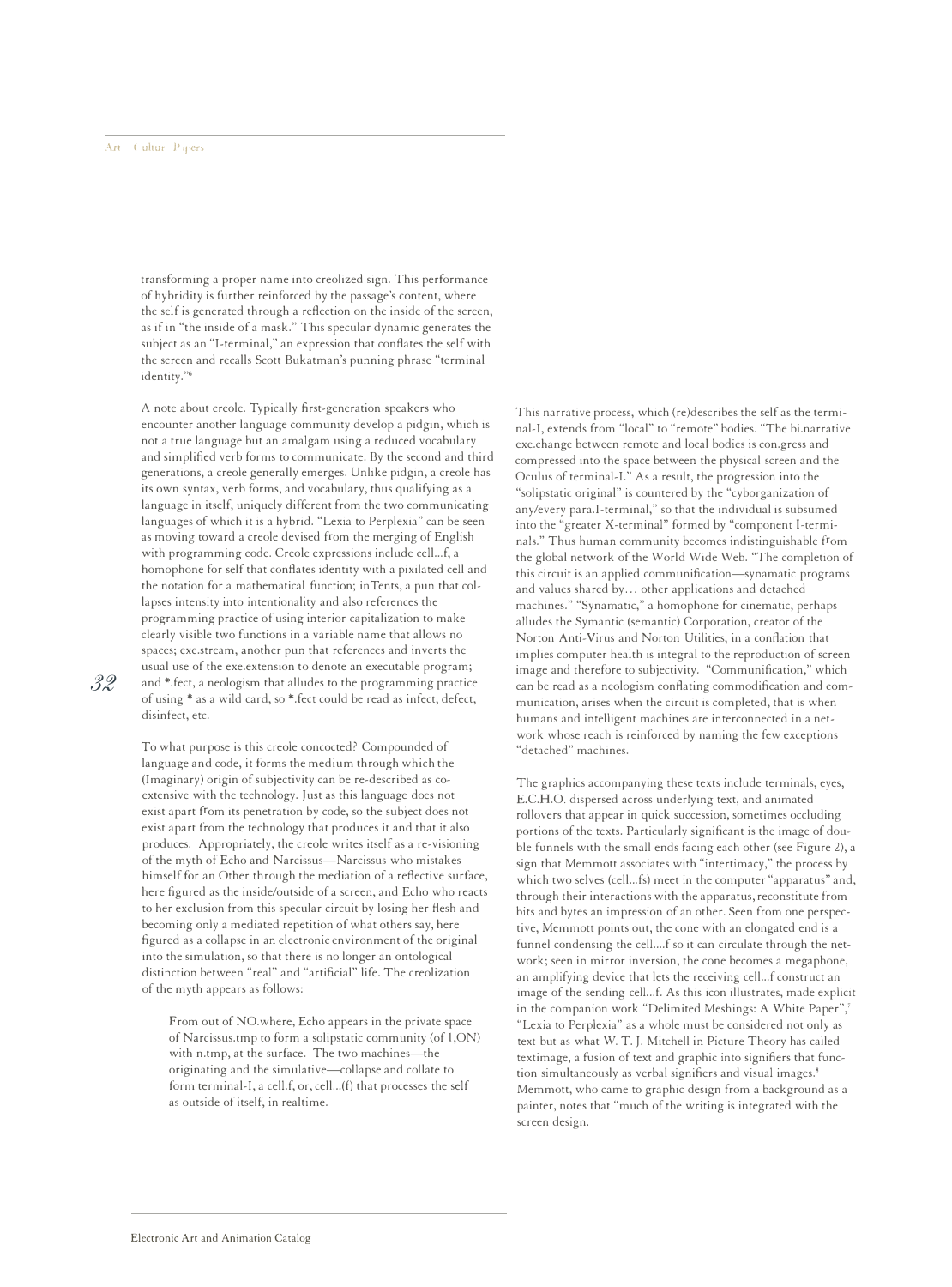transforming a proper name into creolized sign. This performance of hybridity is further reinforced by the passage's content, where the self is generated through a reflection on the inside of the screen, as if in "the inside of a mask." This specular dynamic generates the subject as an "I-terminal," an expression that conflates the self with the screen and recalls Scott Bukatman's punning phrase "terminal identity."[6]

A note about creole. Typically first-generation speakers who encounter another language community develop a pidgin, which is not a true language but an amalgam using a reduced vocabulary and simplified verb forms to communicate. By the second and third generations, a creole generally emerges. Unlike pidgin, a creole has its own syntax, verb forms, and vocabulary, thus qualifying as a language in itself, uniquely different from the two communicating languages of which it is a hybrid. "Lexia to Perplexia" can be seen as moving toward a creole devised from the merging of English with programming code. Creole expressions include cell...f, a homophone for self that conflates identity with a pixilated cell and the notation for a mathematical function; inTents, a pun that collapses intensity into intentionality and also references the programming practice of using interior capitalization to make clearly visible two functions in a variable name that allows no spaces; exe.stream, another pun that references and inverts the usual use of the exe.extension to denote an executable program; and *.fect, a neologism that alludes to the programming practice of using * as a wild card, so *.fect could be read as infect, defect, disinfect, etc.

To what purpose is this creole concocted? Compounded of language and code, it forms the medium through which the (Imaginary) origin of subjectivity can be re-described as co-extensive with the technology. Just as this language does not exist apart from its penetration by code, so the subject does not exist apart from the technology that produces it and that it also produces. Appropriately, the creole writes itself as a re-visioning of the myth of Echo and Narcissus—Narcissus who mistakes himself for an Other through the mediation of a reflective surface, here figured as the inside/outside of a screen, and Echo who reacts to her exclusion from this specular circuit by losing her flesh and becoming only a mediated repetition of what others say, here figured as a collapse in an electronic environment of the original into the simulation, so that there is no longer an ontological distinction between "real" and "artificial" life. The creolization of the myth appears as follows:

> From out of NO.where, Echo appears in the private space of Narcissus.tmp to form a solipstatic community (of 1,ON) with n.tmp, at the surface. The two machines—the originating and the simulative—collapse and collate to form terminal-I, a cell.f, or, cell...(f) that processes the self as outside of itself, in realtime.

This narrative process, which (re)describes the self as the terminal-I, extends from "local" to "remote" bodies. "The bi.narrative exe.change between remote and local bodies is con.gress and compressed into the space between the physical screen and the Oculus of terminal-I." As a result, the progression into the "solipstatic original" is countered by the "cyborganization of any/every para.I-terminal," so that the individual is subsumed into the "greater X-terminal" formed by "component I-terminals." Thus human community becomes indistinguishable from the global network of the World Wide Web. "The completion of this circuit is an applied communification—synamatic programs and values shared by… other applications and detached machines." "Synamatic," a homophone for cinematic, perhaps alludes the Symantic (semantic) Corporation, creator of the Norton Anti-Virus and Norton Utilities, in a conflation that implies computer health is integral to the reproduction of screen image and therefore to subjectivity. "Communification," which can be read as a neologism conflating commodification and communication, arises when the circuit is completed, that is when humans and intelligent machines are interconnected in a network whose reach is reinforced by naming the few exceptions "detached" machines.

The graphics accompanying these texts include terminals, eyes, E.C.H.O. dispersed across underlying text, and animated rollovers that appear in quick succession, sometimes occluding portions of the texts. Particularly significant is the image of double funnels with the small ends facing each other (see Figure 2), a sign that Memmott associates with "intertimacy," the process by which two selves (cell...fs) meet in the computer "apparatus" and, through their interactions with the apparatus, reconstitute from bits and bytes an impression of an other. Seen from one perspective, Memmott points out, the cone with an elongated end is a funnel condensing the cell....f so it can circulate through the network; seen in mirror inversion, the cone becomes a megaphone, an amplifying device that lets the receiving cell...f construct an image of the sending cell...f. As this icon illustrates, made explicit in the companion work "Delimited Meshings: A White Paper",[7] "Lexia to Perplexia" as a whole must be considered not only as text but as what W. T. J. Mitchell in Picture Theory has called textimage, a fusion of text and graphic into signifiers that function simultaneously as verbal signifiers and visual images.[8] Memmott, who came to graphic design from a background as a painter, notes that "much of the writing is integrated with the screen design.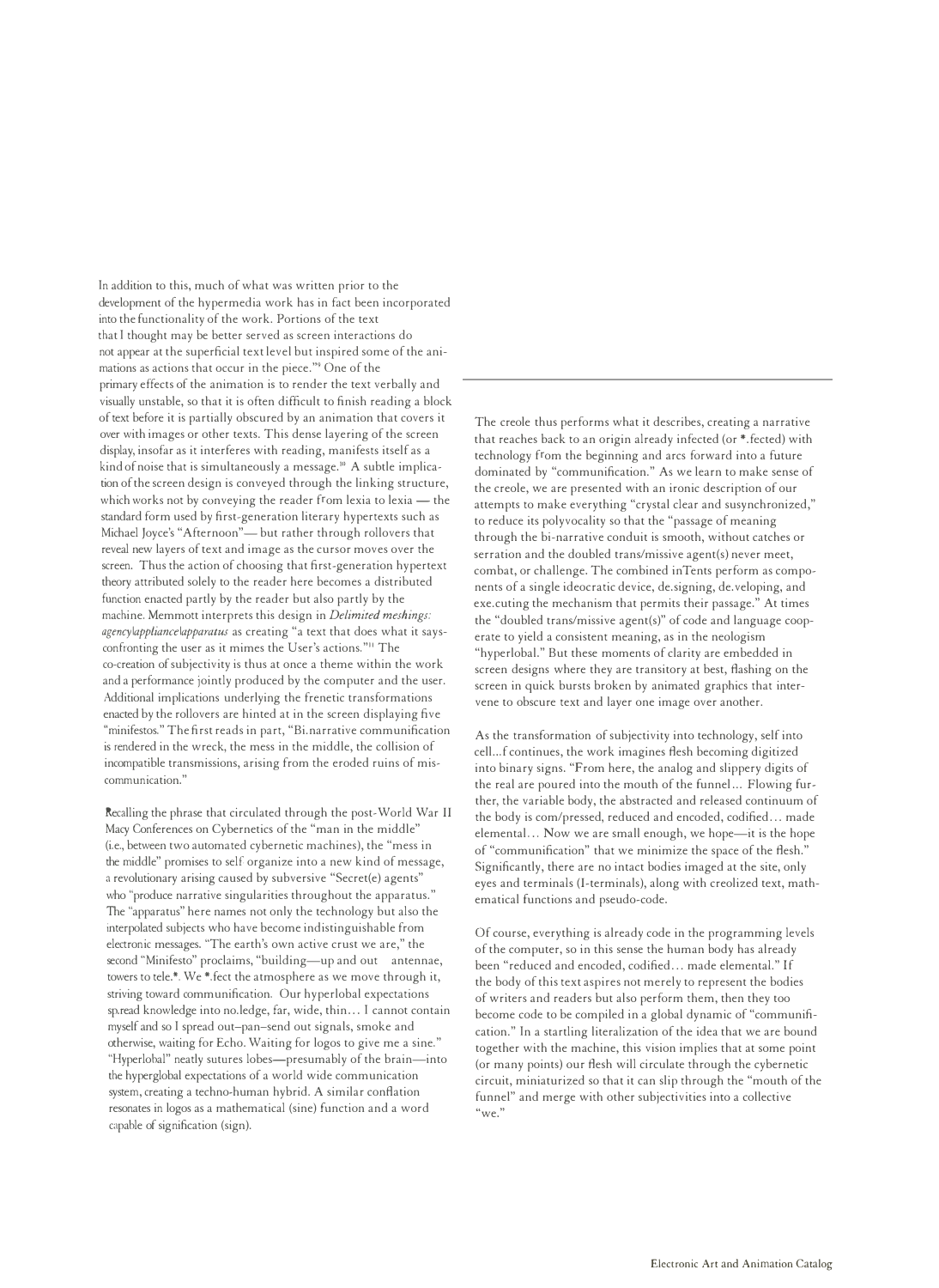In addition to this, much of what was written prior to the development of the hypermedia work has in fact been incorporated into the functionality of the work. Portions of the text that I thought may be better served as screen interactions do not appear at the superficial text level but inspired some of the animations as actions that occur in the piece."[9] One of the primary effects of the animation is to render the text verbally and visually unstable, so that it is often difficult to finish reading a block of text before it is partially obscured by an animation that covers it over with images or other texts. This dense layering of the screen display, insofar as it interferes with reading, manifests itself as a kind of noise that is simultaneously a message.[10] A subtle implication of the screen design is conveyed through the linking structure, which works not by conveying the reader from lexia to lexia — the standard form used by first-generation literary hypertexts such as Michael Joyce's "Afternoon"— but rather through rollovers that reveal new layers of text and image as the cursor moves over the screen. Thus the action of choosing that first-generation hypertext theory attributed solely to the reader here becomes a distributed function enacted partly by the reader but also partly by the machine. Memmott interprets this design in *Delimited meshings: agency\appliance\apparatus* as creating "a text that does what it says-confronting the user as it mimes the User's actions."[11] The co-creation of subjectivity is thus at once a theme within the work and a performance jointly produced by the computer and the user. Additional implications underlying the frenetic transformations enacted by the rollovers are hinted at in the screen displaying five "minifestos." The first reads in part, "Bi.narrative communification is rendered in the wreck, the mess in the middle, the collision of incompatible transmissions, arising from the eroded ruins of mis-communication."

Recalling the phrase that circulated through the post-World War II Macy Conferences on Cybernetics of the "man in the middle" (i.e., between two automated cybernetic machines), the "mess in the middle" promises to self organize into a new kind of message, a revolutionary arising caused by subversive "Secret(e) agents" who "produce narrative singularities throughout the apparatus." The "apparatus" here names not only the technology but also the interpolated subjects who have become indistinguishable from electronic messages. "The earth's own active crust we are," the second "Minifesto" proclaims, "building—up and out antennae, towers to tele.*. We *.fect the atmosphere as we move through it, striving toward communification. Our hyperlobal expectations sp.read knowledge into no.ledge, far, wide, thin… I cannot contain myself and so I spread out–pan–send out signals, smoke and otherwise, waiting for Echo. Waiting for logos to give me a sine." "Hyperlobal" neatly sutures lobes—presumably of the brain—into the hyperglobal expectations of a world wide communication system, creating a techno-human hybrid. A similar conflation resonates in logos as a mathematical (sine) function and a word capable of signification (sign).

The creole thus performs what it describes, creating a narrative that reaches back to an origin already infected (or *.fected) with technology from the beginning and arcs forward into a future dominated by "communification." As we learn to make sense of the creole, we are presented with an ironic description of our attempts to make everything "crystal clear and susynchronized," to reduce its polyvocality so that the "passage of meaning through the bi-narrative conduit is smooth, without catches or serration and the doubled trans/missive agent(s) never meet, combat, or challenge. The combined inTents perform as components of a single ideocratic device, de.signing, de.veloping, and exe.cuting the mechanism that permits their passage." At times the "doubled trans/missive agent(s)" of code and language cooperate to yield a consistent meaning, as in the neologism "hyperlobal." But these moments of clarity are embedded in screen designs where they are transitory at best, flashing on the screen in quick bursts broken by animated graphics that intervene to obscure text and layer one image over another.

As the transformation of subjectivity into technology, self into cell...f continues, the work imagines flesh becoming digitized into binary signs. "From here, the analog and slippery digits of the real are poured into the mouth of the funnel… Flowing further, the variable body, the abstracted and released continuum of the body is com/pressed, reduced and encoded, codified… made elemental… Now we are small enough, we hope—it is the hope of "communification" that we minimize the space of the flesh." Significantly, there are no intact bodies imaged at the site, only eyes and terminals (I-terminals), along with creolized text, mathematical functions and pseudo-code.

Of course, everything is already code in the programming levels of the computer, so in this sense the human body has already been "reduced and encoded, codified… made elemental." If the body of this text aspires not merely to represent the bodies of writers and readers but also perform them, then they too become code to be compiled in a global dynamic of "communification." In a startling literalization of the idea that we are bound together with the machine, this vision implies that at some point (or many points) our flesh will circulate through the cybernetic circuit, miniaturized so that it can slip through the "mouth of the funnel" and merge with other subjectivities into a collective "we."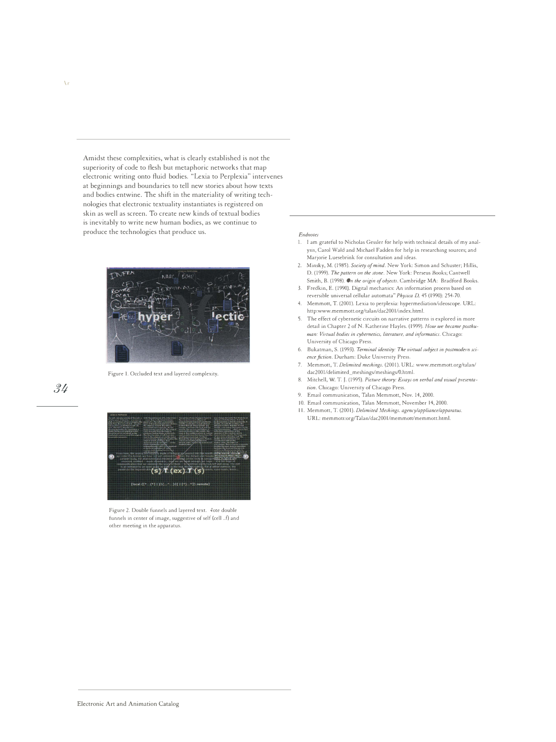Amidst these complexities, what is clearly established is not the superiority of code to flesh but metaphoric networks that map electronic writing onto fluid bodies. "Lexia to Perplexia" intervenes at beginnings and boundaries to tell new stories about how texts and bodies entwine. The shift in the materiality of writing technologies that electronic textuality instantiates is registered on skin as well as screen. To create new kinds of textual bodies is inevitably to write new human bodies, as we continue to produce the technologies that produce us.

Figure 1. Occluded text and layered complexity.

Figure 2. Double funnels and layered text. Note double funnels in center of image, suggestive of self (cell ..f) and other meeting in the apparatus.

*Endnotes*

1. I am grateful to Nicholas Gessler for help with technical details of my analysis, Carol Wald and Michael Fadden for help in researching sources; and Marjorie Luesebrink for consultation and ideas.
2. Minsky, M. (1985). *Society of mind*. New York: Simon and Schuster; Hillis, D. (1999). *The pattern on the stone*. New York: Perseus Books; Cantwell Smith, B. (1998). *On the origin of objects*. Cambridge MA: Bradford Books.
3. Fredkin, E. (1990). Digital mechanics: An information process based on reversible universal cellular automata" *Physica D*, 45 (1990): 254-70.
4. Memmott, T. (2001). Lexia to perplexia: hypermediation/ideoscope. URL: http:www.memmott.org/talan/dac2001/index.html.
5. The effect of cybernetic circuits on narrative patterns is explored in more detail in Chapter 2 of N. Katherine Hayles. (1999). *How we became posthuman: Virtual bodies in cybernetics, literature, and informatics*. Chicago: University of Chicago Press.
6. Bukatman, S. (1993). *Terminal identity: The virtual subject in postmodern science fiction*. Durham: Duke University Press.
7. Memmott, T. *Delimited meshings*. (2001). URL: www.memmott.org/talan/dac2001/delimited_meshings/meshings/0.html.
8. Mitchell, W. T. J. (1995). *Picture theory: Essays on verbal and visual presentation*. Chicago: University of Chicago Press.
9. Email communication, Talan Memmott, Nov. 14, 2000.
10. Email communication, Talan Memmott, November 14, 2000.
11. Memmott, T. (2001). *Delimited Meshings. agency/appliance/apparatus.* URL: memmott:org/Talan/dac2001/memmott/memmott.html.